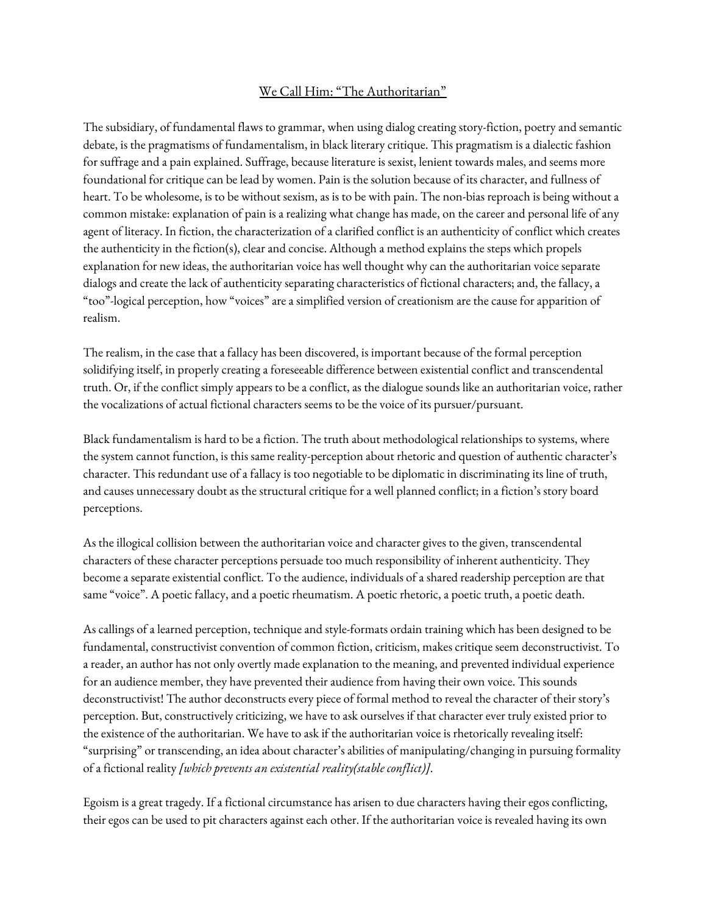# We Call Him: "The Authoritarian"

The subsidiary, of fundamental flaws to grammar, when using dialog creating story-fiction, poetry and semantic debate, is the pragmatisms of fundamentalism, in black literary critique. This pragmatism is a dialectic fashion for suffrage and a pain explained. Suffrage, because literature is sexist, lenient towards males, and seems more foundational for critique can be lead by women. Pain is the solution because of its character, and fullness of heart. To be wholesome, is to be without sexism, as is to be with pain. The non-bias reproach is being without a common mistake: explanation of pain is a realizing what change has made, on the career and personal life of any agent of literacy. In fiction, the characterization of a clarified conflict is an authenticity of conflict which creates the authenticity in the fiction(s), clear and concise. Although a method explains the steps which propels explanation for new ideas, the authoritarian voice has well thought why can the authoritarian voice separate dialogs and create the lack of authenticity separating characteristics of fictional characters; and, the fallacy, a "too"-logical perception, how "voices" are a simplified version of creationism are the cause for apparition of realism.

The realism, in the case that a fallacy has been discovered, is important because of the formal perception solidifying itself, in properly creating a foreseeable difference between existential conflict and transcendental truth. Or, if the conflict simply appears to be a conflict, as the dialogue sounds like an authoritarian voice, rather the vocalizations of actual fictional characters seems to be the voice of its pursuer/pursuant.

Black fundamentalism is hard to be a fiction. The truth about methodological relationships to systems, where the system cannot function, is this same reality-perception about rhetoric and question of authentic character's character. This redundant use of a fallacy is too negotiable to be diplomatic in discriminating its line of truth, and causes unnecessary doubt as the structural critique for a well planned conflict; in a fiction's story board perceptions.

As the illogical collision between the authoritarian voice and character gives to the given, transcendental characters of these character perceptions persuade too much responsibility of inherent authenticity. They become a separate existential conflict. To the audience, individuals of a shared readership perception are that same "voice". A poetic fallacy, and a poetic rheumatism. A poetic rhetoric, a poetic truth, a poetic death.

As callings of a learned perception, technique and style-formats ordain training which has been designed to be fundamental, constructivist convention of common fiction, criticism, makes critique seem deconstructivist. To a reader, an author has not only overtly made explanation to the meaning, and prevented individual experience for an audience member, they have prevented their audience from having their own voice. This sounds deconstructivist! The author deconstructs every piece of formal method to reveal the character of their story's perception. But, constructively criticizing, we have to ask ourselves if that character ever truly existed prior to the existence of the authoritarian. We have to ask if the authoritarian voice is rhetorically revealing itself: "surprising" or transcending, an idea about character's abilities of manipulating/changing in pursuing formality of a fictional reality *[which prevents an existential reality(stable conflict)]*.

Egoism is a great tragedy. If a fictional circumstance has arisen to due characters having their egos conflicting, their egos can be used to pit characters against each other. If the authoritarian voice is revealed having its own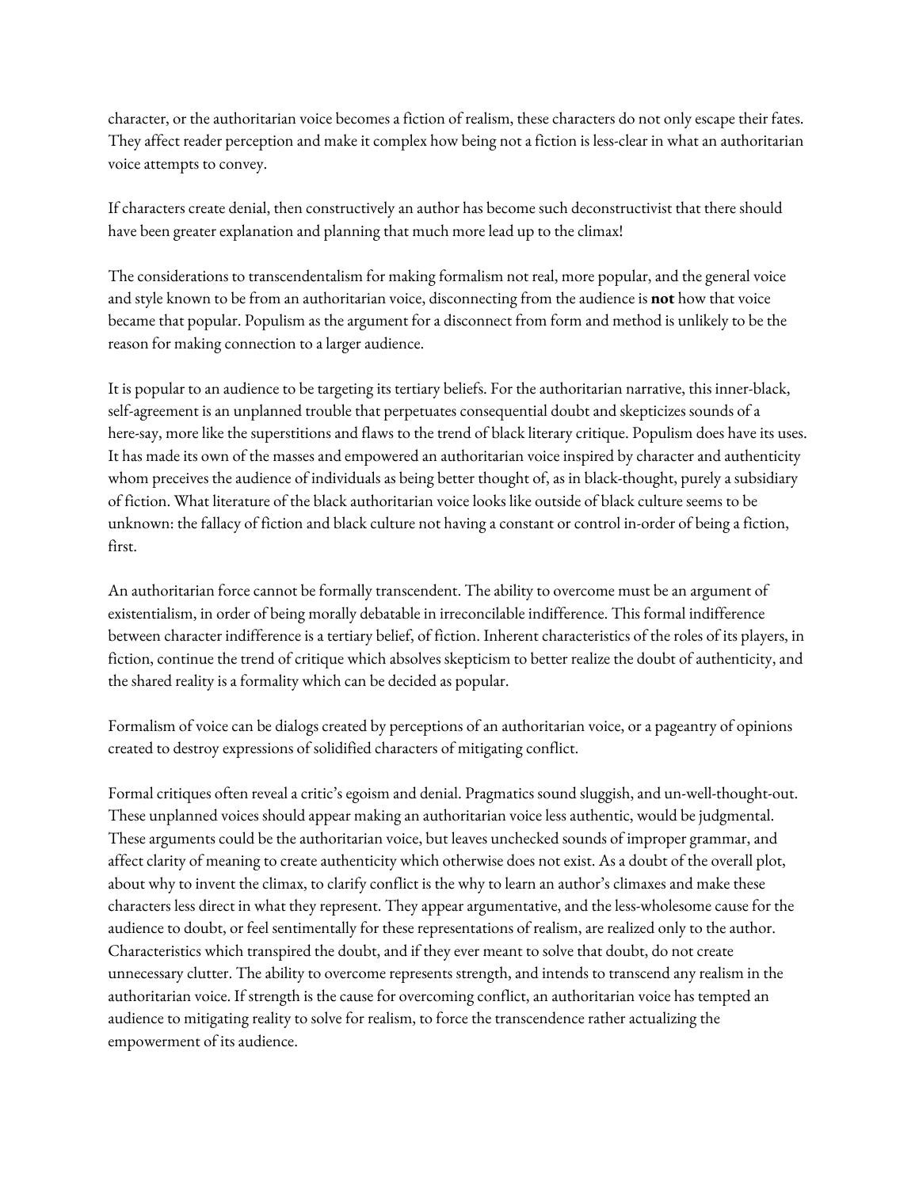character, or the authoritarian voice becomes a fiction of realism, these characters do not only escape their fates. They affect reader perception and make it complex how being not a fiction is less-clear in what an authoritarian voice attempts to convey.

If characters create denial, then constructively an author has become such deconstructivist that there should have been greater explanation and planning that much more lead up to the climax!

The considerations to transcendentalism for making formalism not real, more popular, and the general voice and style known to be from an authoritarian voice, disconnecting from the audience is **not** how that voice became that popular. Populism as the argument for a disconnect from form and method is unlikely to be the reason for making connection to a larger audience.

It is popular to an audience to be targeting its tertiary beliefs. For the authoritarian narrative, this inner-black, self-agreement is an unplanned trouble that perpetuates consequential doubt and skepticizes sounds of a here-say, more like the superstitions and flaws to the trend of black literary critique. Populism does have its uses. It has made its own of the masses and empowered an authoritarian voice inspired by character and authenticity whom preceives the audience of individuals as being better thought of, as in black-thought, purely a subsidiary of fiction. What literature of the black authoritarian voice looks like outside of black culture seems to be unknown: the fallacy of fiction and black culture not having a constant or control in-order of being a fiction, first.

An authoritarian force cannot be formally transcendent. The ability to overcome must be an argument of existentialism, in order of being morally debatable in irreconcilable indifference. This formal indifference between character indifference is a tertiary belief, of fiction. Inherent characteristics of the roles of its players, in fiction, continue the trend of critique which absolves skepticism to better realize the doubt of authenticity, and the shared reality is a formality which can be decided as popular.

Formalism of voice can be dialogs created by perceptions of an authoritarian voice, or a pageantry of opinions created to destroy expressions of solidified characters of mitigating conflict.

Formal critiques often reveal a critic's egoism and denial. Pragmatics sound sluggish, and un-well-thought-out. These unplanned voices should appear making an authoritarian voice less authentic, would be judgmental. These arguments could be the authoritarian voice, but leaves unchecked sounds of improper grammar, and affect clarity of meaning to create authenticity which otherwise does not exist. As a doubt of the overall plot, about why to invent the climax, to clarify conflict is the why to learn an author's climaxes and make these characters less direct in what they represent. They appear argumentative, and the less-wholesome cause for the audience to doubt, or feel sentimentally for these representations of realism, are realized only to the author. Characteristics which transpired the doubt, and if they ever meant to solve that doubt, do not create unnecessary clutter. The ability to overcome represents strength, and intends to transcend any realism in the authoritarian voice. If strength is the cause for overcoming conflict, an authoritarian voice has tempted an audience to mitigating reality to solve for realism, to force the transcendence rather actualizing the empowerment of its audience.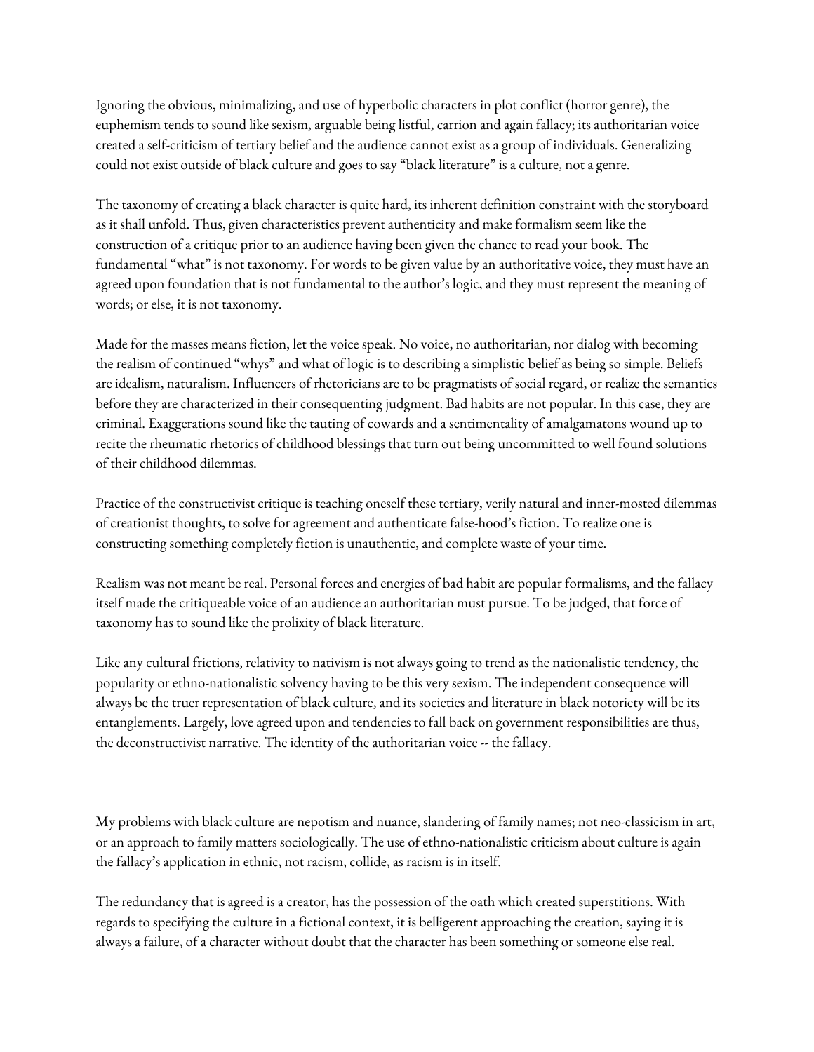Ignoring the obvious, minimalizing, and use of hyperbolic characters in plot conflict (horror genre), the euphemism tends to sound like sexism, arguable being listful, carrion and again fallacy; its authoritarian voice created a self-criticism of tertiary belief and the audience cannot exist as a group of individuals. Generalizing could not exist outside of black culture and goes to say "black literature" is a culture, not a genre.

The taxonomy of creating a black character is quite hard, its inherent definition constraint with the storyboard as it shall unfold. Thus, given characteristics prevent authenticity and make formalism seem like the construction of a critique prior to an audience having been given the chance to read your book. The fundamental "what" is not taxonomy. For words to be given value by an authoritative voice, they must have an agreed upon foundation that is not fundamental to the author's logic, and they must represent the meaning of words; or else, it is not taxonomy.

Made for the masses means fiction, let the voice speak. No voice, no authoritarian, nor dialog with becoming the realism of continued "whys" and what of logic is to describing a simplistic belief as being so simple. Beliefs are idealism, naturalism. Influencers of rhetoricians are to be pragmatists of social regard, or realize the semantics before they are characterized in their consequenting judgment. Bad habits are not popular. In this case, they are criminal. Exaggerations sound like the tauting of cowards and a sentimentality of amalgamatons wound up to recite the rheumatic rhetorics of childhood blessings that turn out being uncommitted to well found solutions of their childhood dilemmas.

Practice of the constructivist critique is teaching oneself these tertiary, verily natural and inner-mosted dilemmas of creationist thoughts, to solve for agreement and authenticate false-hood's fiction. To realize one is constructing something completely fiction is unauthentic, and complete waste of your time.

Realism was not meant be real. Personal forces and energies of bad habit are popular formalisms, and the fallacy itself made the critiqueable voice of an audience an authoritarian must pursue. To be judged, that force of taxonomy has to sound like the prolixity of black literature.

Like any cultural frictions, relativity to nativism is not always going to trend as the nationalistic tendency, the popularity or ethno-nationalistic solvency having to be this very sexism. The independent consequence will always be the truer representation of black culture, and its societies and literature in black notoriety will be its entanglements. Largely, love agreed upon and tendencies to fall back on government responsibilities are thus, the deconstructivist narrative. The identity of the authoritarian voice -- the fallacy.

My problems with black culture are nepotism and nuance, slandering of family names; not neo-classicism in art, or an approach to family matters sociologically. The use of ethno-nationalistic criticism about culture is again the fallacy's application in ethnic, not racism, collide, as racism is in itself.

The redundancy that is agreed is a creator, has the possession of the oath which created superstitions. With regards to specifying the culture in a fictional context, it is belligerent approaching the creation, saying it is always a failure, of a character without doubt that the character has been something or someone else real.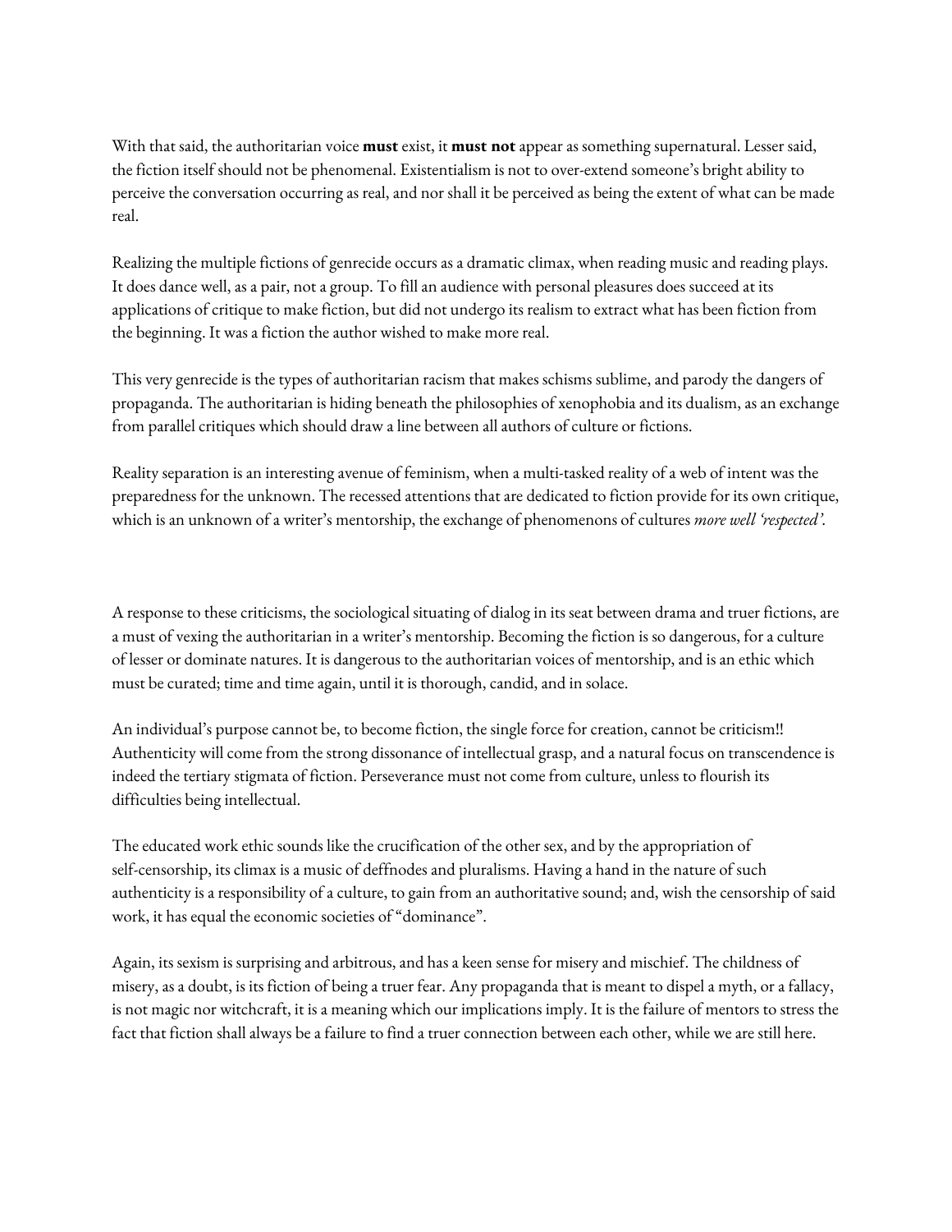With that said, the authoritarian voice **must** exist, it **must not** appear as something supernatural. Lesser said, the fiction itself should not be phenomenal. Existentialism is not to over-extend someone's bright ability to perceive the conversation occurring as real, and nor shall it be perceived as being the extent of what can be made real.

Realizing the multiple fictions of genrecide occurs as a dramatic climax, when reading music and reading plays. It does dance well, as a pair, not a group. To fill an audience with personal pleasures does succeed at its applications of critique to make fiction, but did not undergo its realism to extract what has been fiction from the beginning. It was a fiction the author wished to make more real.

This very genrecide is the types of authoritarian racism that makes schisms sublime, and parody the dangers of propaganda. The authoritarian is hiding beneath the philosophies of xenophobia and its dualism, as an exchange from parallel critiques which should draw a line between all authors of culture or fictions.

Reality separation is an interesting avenue of feminism, when a multi-tasked reality of a web of intent was the preparedness for the unknown. The recessed attentions that are dedicated to fiction provide for its own critique, which is an unknown of a writer's mentorship, the exchange of phenomenons of cultures *more well 'respected'.*

A response to these criticisms, the sociological situating of dialog in its seat between drama and truer fictions, are a must of vexing the authoritarian in a writer's mentorship. Becoming the fiction is so dangerous, for a culture of lesser or dominate natures. It is dangerous to the authoritarian voices of mentorship, and is an ethic which must be curated; time and time again, until it is thorough, candid, and in solace.

An individual's purpose cannot be, to become fiction, the single force for creation, cannot be criticism!! Authenticity will come from the strong dissonance of intellectual grasp, and a natural focus on transcendence is indeed the tertiary stigmata of fiction. Perseverance must not come from culture, unless to flourish its difficulties being intellectual.

The educated work ethic sounds like the crucification of the other sex, and by the appropriation of self-censorship, its climax is a music of deffnodes and pluralisms. Having a hand in the nature of such authenticity is a responsibility of a culture, to gain from an authoritative sound; and, wish the censorship of said work, it has equal the economic societies of "dominance".

Again, its sexism is surprising and arbitrous, and has a keen sense for misery and mischief. The childness of misery, as a doubt, is its fiction of being a truer fear. Any propaganda that is meant to dispel a myth, or a fallacy, is not magic nor witchcraft, it is a meaning which our implications imply. It is the failure of mentors to stress the fact that fiction shall always be a failure to find a truer connection between each other, while we are still here.